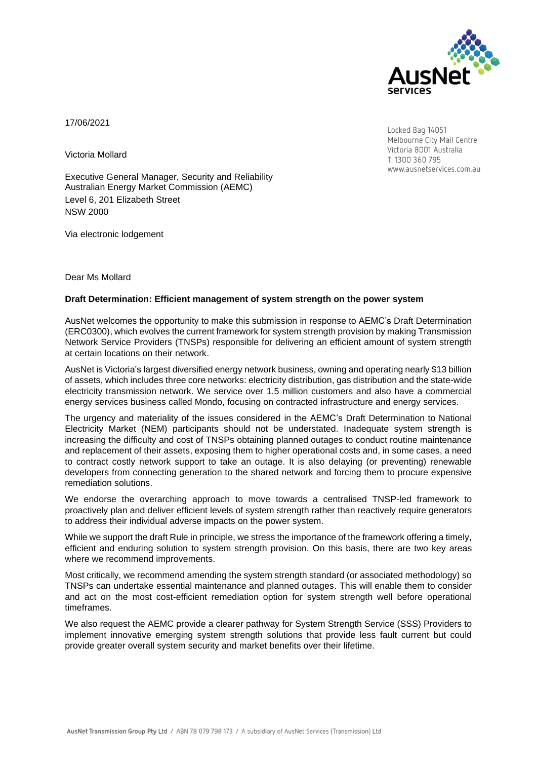17/06/2021

Locked Bag 14051
Melbourne City Mail Centre
Victoria 8001 Australia
T: 1300 360 795
www.ausnetservices.com.au

Victoria Mollard

Executive General Manager, Security and Reliability
Australian Energy Market Commission (AEMC)
Level 6, 201 Elizabeth Street
NSW 2000

Via electronic lodgement

Dear Ms Mollard

**Draft Determination: Efficient management of system strength on the power system**

AusNet welcomes the opportunity to make this submission in response to AEMC's Draft Determination (ERC0300), which evolves the current framework for system strength provision by making Transmission Network Service Providers (TNSPs) responsible for delivering an efficient amount of system strength at certain locations on their network.

AusNet is Victoria's largest diversified energy network business, owning and operating nearly $13 billion of assets, which includes three core networks: electricity distribution, gas distribution and the state-wide electricity transmission network. We service over 1.5 million customers and also have a commercial energy services business called Mondo, focusing on contracted infrastructure and energy services.

The urgency and materiality of the issues considered in the AEMC's Draft Determination to National Electricity Market (NEM) participants should not be understated. Inadequate system strength is increasing the difficulty and cost of TNSPs obtaining planned outages to conduct routine maintenance and replacement of their assets, exposing them to higher operational costs and, in some cases, a need to contract costly network support to take an outage. It is also delaying (or preventing) renewable developers from connecting generation to the shared network and forcing them to procure expensive remediation solutions.

We endorse the overarching approach to move towards a centralised TNSP-led framework to proactively plan and deliver efficient levels of system strength rather than reactively require generators to address their individual adverse impacts on the power system.

While we support the draft Rule in principle, we stress the importance of the framework offering a timely, efficient and enduring solution to system strength provision. On this basis, there are two key areas where we recommend improvements.

Most critically, we recommend amending the system strength standard (or associated methodology) so TNSPs can undertake essential maintenance and planned outages. This will enable them to consider and act on the most cost-efficient remediation option for system strength well before operational timeframes.

We also request the AEMC provide a clearer pathway for System Strength Service (SSS) Providers to implement innovative emerging system strength solutions that provide less fault current but could provide greater overall system security and market benefits over their lifetime.

AusNet Transmission Group Pty Ltd / ABN 78 079 798 173 / A subsidiary of AusNet Services (Transmission) Ltd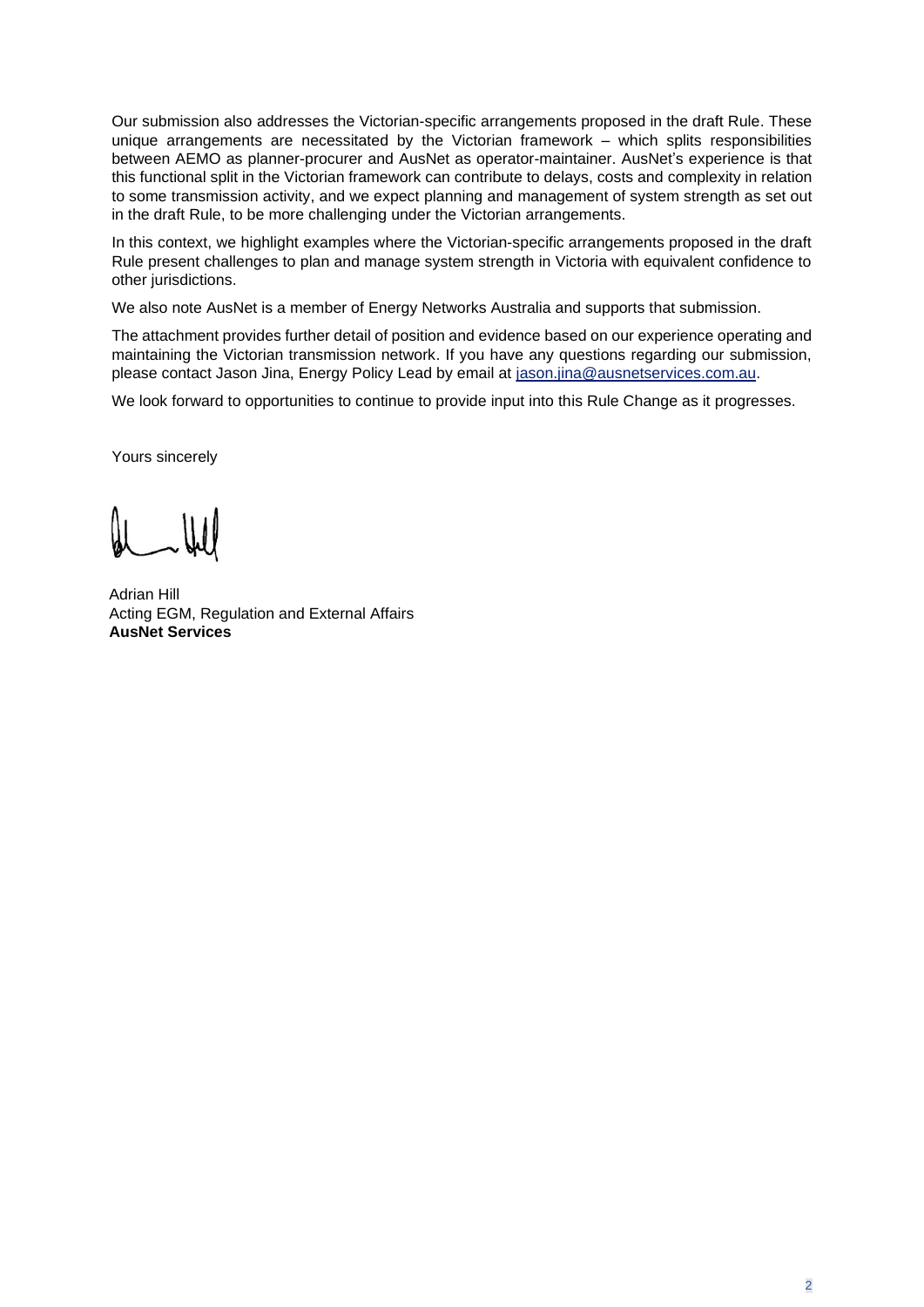Our submission also addresses the Victorian-specific arrangements proposed in the draft Rule. These unique arrangements are necessitated by the Victorian framework – which splits responsibilities between AEMO as planner-procurer and AusNet as operator-maintainer. AusNet's experience is that this functional split in the Victorian framework can contribute to delays, costs and complexity in relation to some transmission activity, and we expect planning and management of system strength as set out in the draft Rule, to be more challenging under the Victorian arrangements.

In this context, we highlight examples where the Victorian-specific arrangements proposed in the draft Rule present challenges to plan and manage system strength in Victoria with equivalent confidence to other jurisdictions.

We also note AusNet is a member of Energy Networks Australia and supports that submission.

The attachment provides further detail of position and evidence based on our experience operating and maintaining the Victorian transmission network. If you have any questions regarding our submission, please contact Jason Jina, Energy Policy Lead by email at [jason.jina@ausnetservices.com.au](mailto:jason.jina@ausnetservices.com.au).

We look forward to opportunities to continue to provide input into this Rule Change as it progresses.

Yours sincerely

Adrian Hill
Acting EGM, Regulation and External Affairs
**AusNet Services**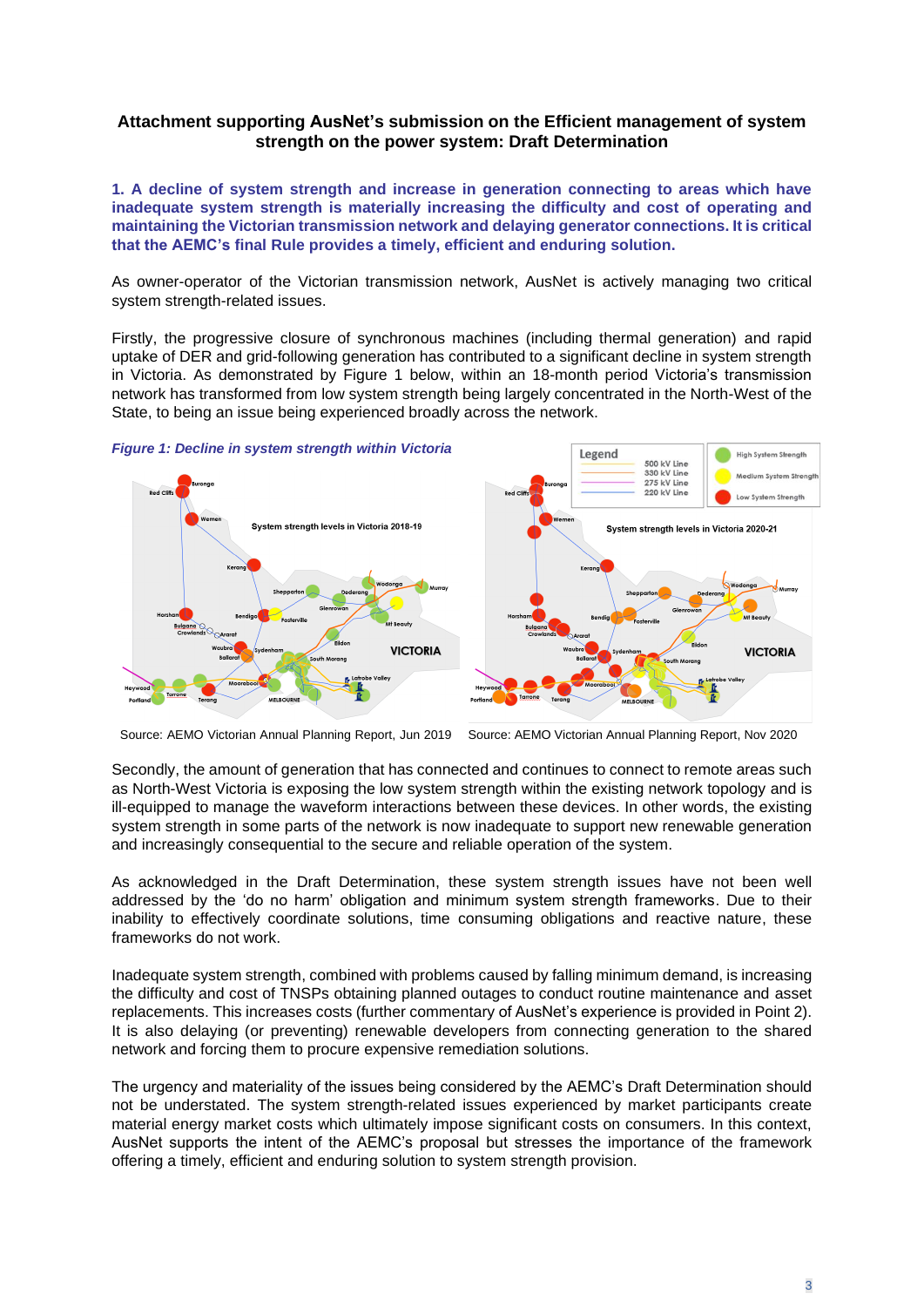**Attachment supporting AusNet's submission on the Efficient management of system strength on the power system: Draft Determination**

**1. A decline of system strength and increase in generation connecting to areas which have inadequate system strength is materially increasing the difficulty and cost of operating and maintaining the Victorian transmission network and delaying generator connections. It is critical that the AEMC's final Rule provides a timely, efficient and enduring solution.**

As owner-operator of the Victorian transmission network, AusNet is actively managing two critical system strength-related issues.

Firstly, the progressive closure of synchronous machines (including thermal generation) and rapid uptake of DER and grid-following generation has contributed to a significant decline in system strength in Victoria. As demonstrated by Figure 1 below, within an 18-month period Victoria's transmission network has transformed from low system strength being largely concentrated in the North-West of the State, to being an issue being experienced broadly across the network.

*Figure 1: Decline in system strength within Victoria*

Source: AEMO Victorian Annual Planning Report, Jun 2019 Source: AEMO Victorian Annual Planning Report, Nov 2020

Secondly, the amount of generation that has connected and continues to connect to remote areas such as North-West Victoria is exposing the low system strength within the existing network topology and is ill-equipped to manage the waveform interactions between these devices. In other words, the existing system strength in some parts of the network is now inadequate to support new renewable generation and increasingly consequential to the secure and reliable operation of the system.

As acknowledged in the Draft Determination, these system strength issues have not been well addressed by the 'do no harm' obligation and minimum system strength frameworks. Due to their inability to effectively coordinate solutions, time consuming obligations and reactive nature, these frameworks do not work.

Inadequate system strength, combined with problems caused by falling minimum demand, is increasing the difficulty and cost of TNSPs obtaining planned outages to conduct routine maintenance and asset replacements. This increases costs (further commentary of AusNet's experience is provided in Point 2). It is also delaying (or preventing) renewable developers from connecting generation to the shared network and forcing them to procure expensive remediation solutions.

The urgency and materiality of the issues being considered by the AEMC's Draft Determination should not be understated. The system strength-related issues experienced by market participants create material energy market costs which ultimately impose significant costs on consumers. In this context, AusNet supports the intent of the AEMC's proposal but stresses the importance of the framework offering a timely, efficient and enduring solution to system strength provision.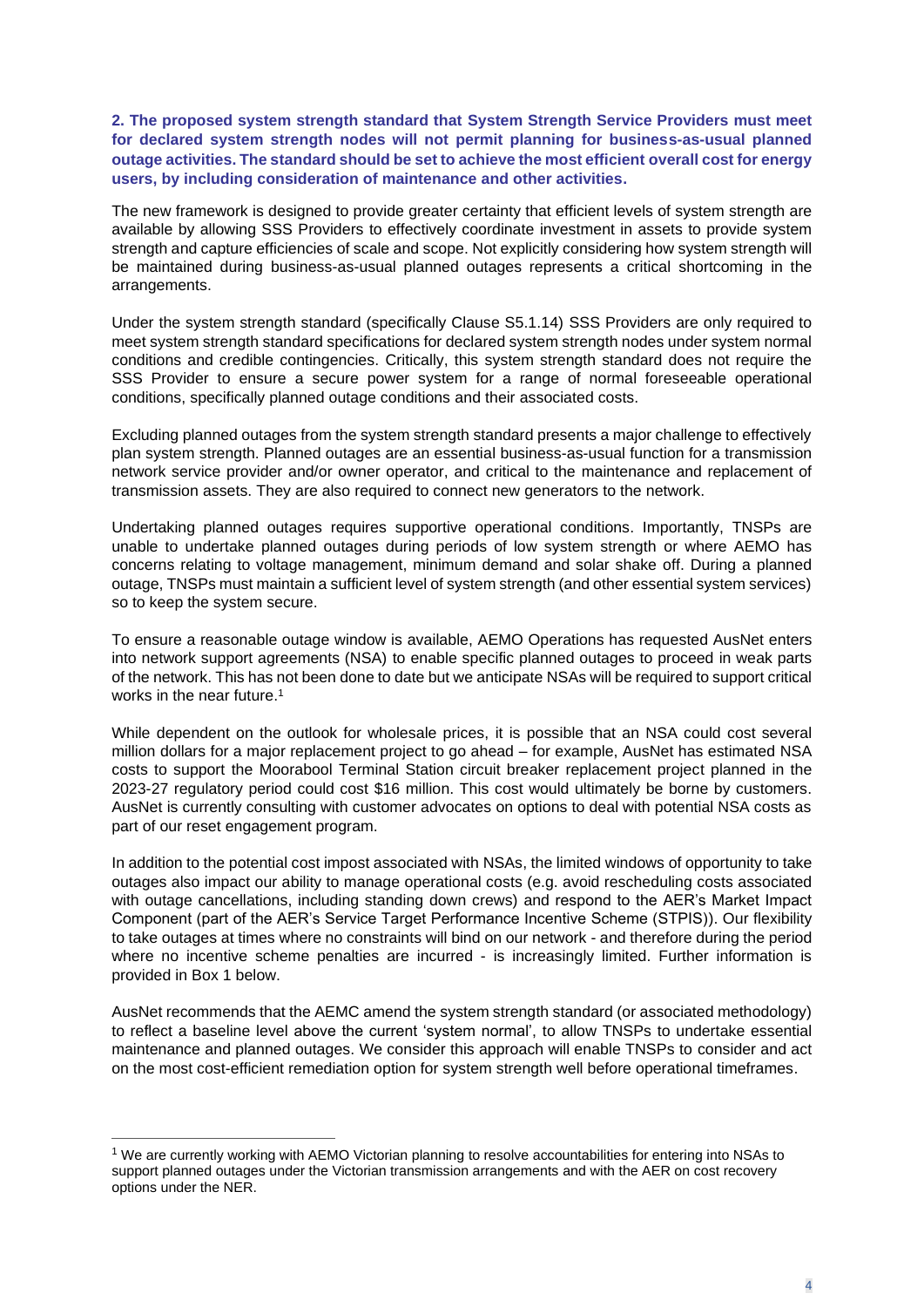**2. The proposed system strength standard that System Strength Service Providers must meet for declared system strength nodes will not permit planning for business-as-usual planned outage activities. The standard should be set to achieve the most efficient overall cost for energy users, by including consideration of maintenance and other activities.**

The new framework is designed to provide greater certainty that efficient levels of system strength are available by allowing SSS Providers to effectively coordinate investment in assets to provide system strength and capture efficiencies of scale and scope. Not explicitly considering how system strength will be maintained during business-as-usual planned outages represents a critical shortcoming in the arrangements.

Under the system strength standard (specifically Clause S5.1.14) SSS Providers are only required to meet system strength standard specifications for declared system strength nodes under system normal conditions and credible contingencies. Critically, this system strength standard does not require the SSS Provider to ensure a secure power system for a range of normal foreseeable operational conditions, specifically planned outage conditions and their associated costs.

Excluding planned outages from the system strength standard presents a major challenge to effectively plan system strength. Planned outages are an essential business-as-usual function for a transmission network service provider and/or owner operator, and critical to the maintenance and replacement of transmission assets. They are also required to connect new generators to the network.

Undertaking planned outages requires supportive operational conditions. Importantly, TNSPs are unable to undertake planned outages during periods of low system strength or where AEMO has concerns relating to voltage management, minimum demand and solar shake off. During a planned outage, TNSPs must maintain a sufficient level of system strength (and other essential system services) so to keep the system secure.

To ensure a reasonable outage window is available, AEMO Operations has requested AusNet enters into network support agreements (NSA) to enable specific planned outages to proceed in weak parts of the network. This has not been done to date but we anticipate NSAs will be required to support critical works in the near future.[1]

While dependent on the outlook for wholesale prices, it is possible that an NSA could cost several million dollars for a major replacement project to go ahead – for example, AusNet has estimated NSA costs to support the Moorabool Terminal Station circuit breaker replacement project planned in the 2023-27 regulatory period could cost $16 million. This cost would ultimately be borne by customers. AusNet is currently consulting with customer advocates on options to deal with potential NSA costs as part of our reset engagement program.

In addition to the potential cost impost associated with NSAs, the limited windows of opportunity to take outages also impact our ability to manage operational costs (e.g. avoid rescheduling costs associated with outage cancellations, including standing down crews) and respond to the AER's Market Impact Component (part of the AER's Service Target Performance Incentive Scheme (STPIS)). Our flexibility to take outages at times where no constraints will bind on our network - and therefore during the period where no incentive scheme penalties are incurred - is increasingly limited. Further information is provided in Box 1 below.

AusNet recommends that the AEMC amend the system strength standard (or associated methodology) to reflect a baseline level above the current 'system normal', to allow TNSPs to undertake essential maintenance and planned outages. We consider this approach will enable TNSPs to consider and act on the most cost-efficient remediation option for system strength well before operational timeframes.

[1] We are currently working with AEMO Victorian planning to resolve accountabilities for entering into NSAs to support planned outages under the Victorian transmission arrangements and with the AER on cost recovery options under the NER.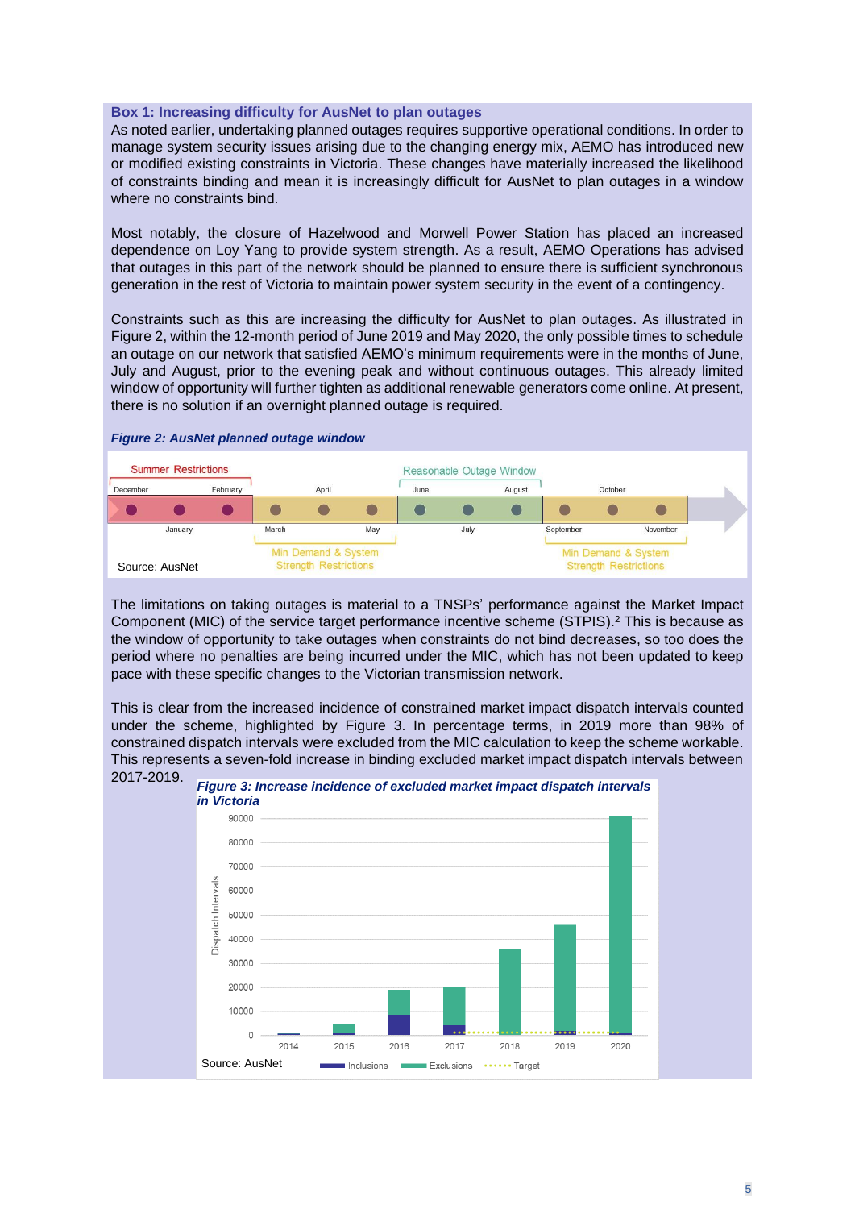**Box 1: Increasing difficulty for AusNet to plan outages**

As noted earlier, undertaking planned outages requires supportive operational conditions. In order to manage system security issues arising due to the changing energy mix, AEMO has introduced new or modified existing constraints in Victoria. These changes have materially increased the likelihood of constraints binding and mean it is increasingly difficult for AusNet to plan outages in a window where no constraints bind.

Most notably, the closure of Hazelwood and Morwell Power Station has placed an increased dependence on Loy Yang to provide system strength. As a result, AEMO Operations has advised that outages in this part of the network should be planned to ensure there is sufficient synchronous generation in the rest of Victoria to maintain power system security in the event of a contingency.

Constraints such as this are increasing the difficulty for AusNet to plan outages. As illustrated in Figure 2, within the 12-month period of June 2019 and May 2020, the only possible times to schedule an outage on our network that satisfied AEMO's minimum requirements were in the months of June, July and August, prior to the evening peak and without continuous outages. This already limited window of opportunity will further tighten as additional renewable generators come online. At present, there is no solution if an overnight planned outage is required.

*Figure 2: AusNet planned outage window*

Summer Restrictions: December, January, February
Min Demand & System Strength Restrictions: March, April, May
Reasonable Outage Window: June, July, August
Min Demand & System Strength Restrictions: September, October, November

Source: AusNet

The limitations on taking outages is material to a TNSPs' performance against the Market Impact Component (MIC) of the service target performance incentive scheme (STPIS).[2] This is because as the window of opportunity to take outages when constraints do not bind decreases, so too does the period where no penalties are being incurred under the MIC, which has not been updated to keep pace with these specific changes to the Victorian transmission network.

This is clear from the increased incidence of constrained market impact dispatch intervals counted under the scheme, highlighted by Figure 3. In percentage terms, in 2019 more than 98% of constrained dispatch intervals were excluded from the MIC calculation to keep the scheme workable. This represents a seven-fold increase in binding excluded market impact dispatch intervals between 2017-2019.

*Figure 3: Increase incidence of excluded market impact dispatch intervals in Victoria*

Source: AusNet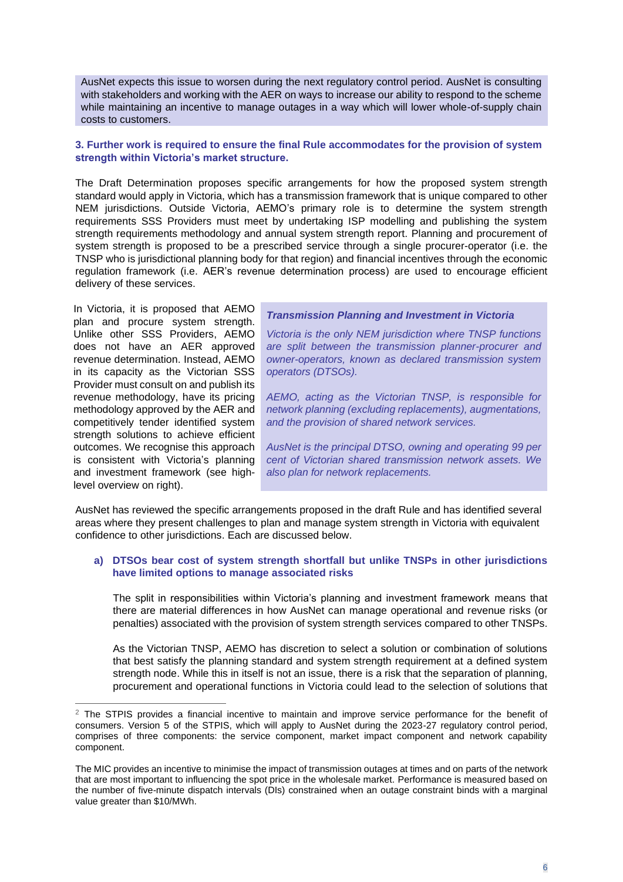AusNet expects this issue to worsen during the next regulatory control period. AusNet is consulting with stakeholders and working with the AER on ways to increase our ability to respond to the scheme while maintaining an incentive to manage outages in a way which will lower whole-of-supply chain costs to customers.

**3. Further work is required to ensure the final Rule accommodates for the provision of system strength within Victoria's market structure.**

The Draft Determination proposes specific arrangements for how the proposed system strength standard would apply in Victoria, which has a transmission framework that is unique compared to other NEM jurisdictions. Outside Victoria, AEMO's primary role is to determine the system strength requirements SSS Providers must meet by undertaking ISP modelling and publishing the system strength requirements methodology and annual system strength report. Planning and procurement of system strength is proposed to be a prescribed service through a single procurer-operator (i.e. the TNSP who is jurisdictional planning body for that region) and financial incentives through the economic regulation framework (i.e. AER's revenue determination process) are used to encourage efficient delivery of these services.

In Victoria, it is proposed that AEMO plan and procure system strength. Unlike other SSS Providers, AEMO does not have an AER approved revenue determination. Instead, AEMO in its capacity as the Victorian SSS Provider must consult on and publish its revenue methodology, have its pricing methodology approved by the AER and competitively tender identified system strength solutions to achieve efficient outcomes. We recognise this approach is consistent with Victoria's planning and investment framework (see high-level overview on right).

> ***Transmission Planning and Investment in Victoria***
>
> *Victoria is the only NEM jurisdiction where TNSP functions are split between the transmission planner-procurer and owner-operators, known as declared transmission system operators (DTSOs).*
>
> *AEMO, acting as the Victorian TNSP, is responsible for network planning (excluding replacements), augmentations, and the provision of shared network services.*
>
> *AusNet is the principal DTSO, owning and operating 99 per cent of Victorian shared transmission network assets. We also plan for network replacements.*

AusNet has reviewed the specific arrangements proposed in the draft Rule and has identified several areas where they present challenges to plan and manage system strength in Victoria with equivalent confidence to other jurisdictions. Each are discussed below.

**a) DTSOs bear cost of system strength shortfall but unlike TNSPs in other jurisdictions have limited options to manage associated risks**

The split in responsibilities within Victoria's planning and investment framework means that there are material differences in how AusNet can manage operational and revenue risks (or penalties) associated with the provision of system strength services compared to other TNSPs.

As the Victorian TNSP, AEMO has discretion to select a solution or combination of solutions that best satisfy the planning standard and system strength requirement at a defined system strength node. While this in itself is not an issue, there is a risk that the separation of planning, procurement and operational functions in Victoria could lead to the selection of solutions that

---

[2] The STPIS provides a financial incentive to maintain and improve service performance for the benefit of consumers. Version 5 of the STPIS, which will apply to AusNet during the 2023-27 regulatory control period, comprises of three components: the service component, market impact component and network capability component.

The MIC provides an incentive to minimise the impact of transmission outages at times and on parts of the network that are most important to influencing the spot price in the wholesale market. Performance is measured based on the number of five-minute dispatch intervals (DIs) constrained when an outage constraint binds with a marginal value greater than $10/MWh.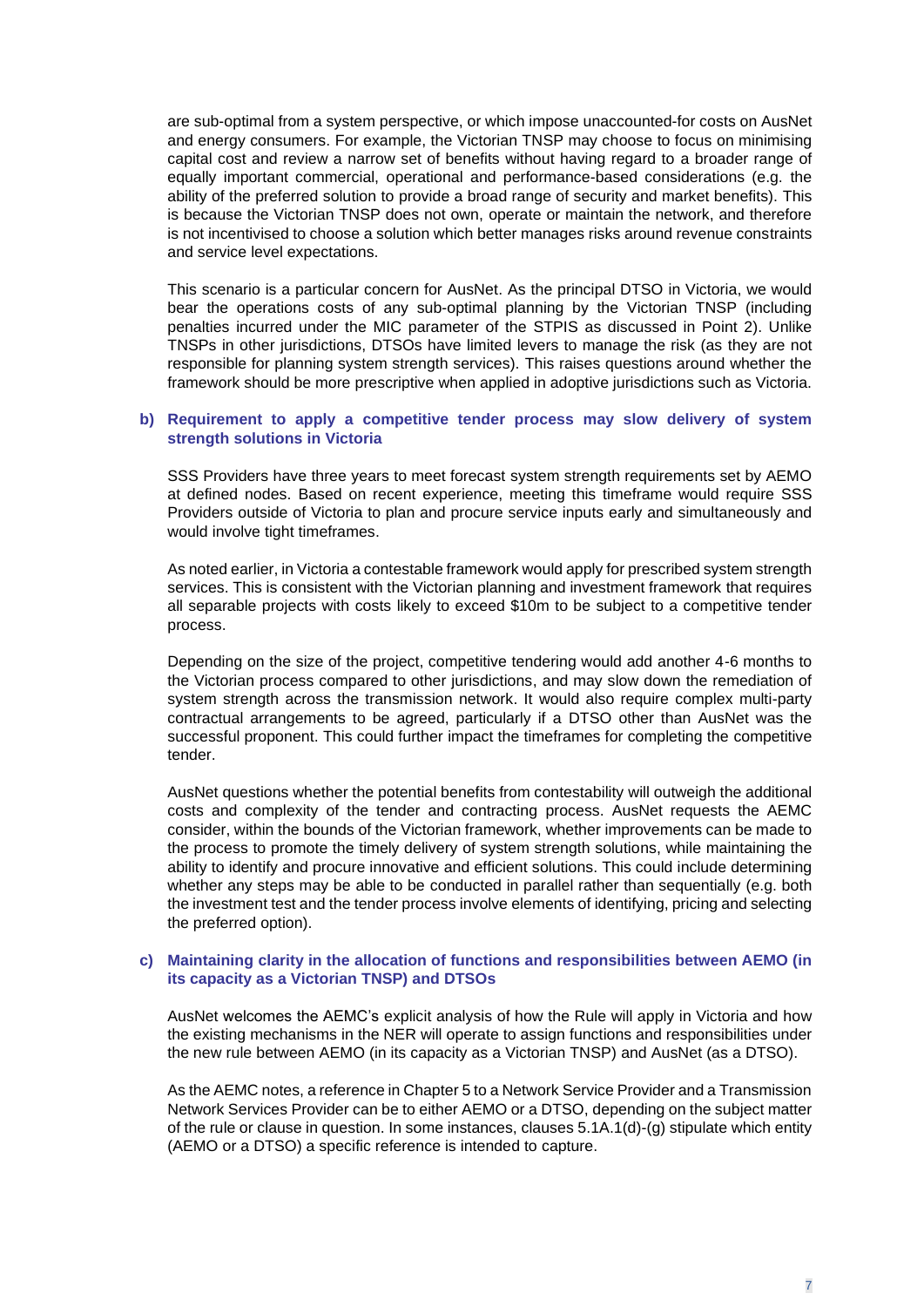are sub-optimal from a system perspective, or which impose unaccounted-for costs on AusNet and energy consumers. For example, the Victorian TNSP may choose to focus on minimising capital cost and review a narrow set of benefits without having regard to a broader range of equally important commercial, operational and performance-based considerations (e.g. the ability of the preferred solution to provide a broad range of security and market benefits). This is because the Victorian TNSP does not own, operate or maintain the network, and therefore is not incentivised to choose a solution which better manages risks around revenue constraints and service level expectations.

This scenario is a particular concern for AusNet. As the principal DTSO in Victoria, we would bear the operations costs of any sub-optimal planning by the Victorian TNSP (including penalties incurred under the MIC parameter of the STPIS as discussed in Point 2). Unlike TNSPs in other jurisdictions, DTSOs have limited levers to manage the risk (as they are not responsible for planning system strength services). This raises questions around whether the framework should be more prescriptive when applied in adoptive jurisdictions such as Victoria.

**b) Requirement to apply a competitive tender process may slow delivery of system strength solutions in Victoria**

SSS Providers have three years to meet forecast system strength requirements set by AEMO at defined nodes. Based on recent experience, meeting this timeframe would require SSS Providers outside of Victoria to plan and procure service inputs early and simultaneously and would involve tight timeframes.

As noted earlier, in Victoria a contestable framework would apply for prescribed system strength services. This is consistent with the Victorian planning and investment framework that requires all separable projects with costs likely to exceed $10m to be subject to a competitive tender process.

Depending on the size of the project, competitive tendering would add another 4-6 months to the Victorian process compared to other jurisdictions, and may slow down the remediation of system strength across the transmission network. It would also require complex multi-party contractual arrangements to be agreed, particularly if a DTSO other than AusNet was the successful proponent. This could further impact the timeframes for completing the competitive tender.

AusNet questions whether the potential benefits from contestability will outweigh the additional costs and complexity of the tender and contracting process. AusNet requests the AEMC consider, within the bounds of the Victorian framework, whether improvements can be made to the process to promote the timely delivery of system strength solutions, while maintaining the ability to identify and procure innovative and efficient solutions. This could include determining whether any steps may be able to be conducted in parallel rather than sequentially (e.g. both the investment test and the tender process involve elements of identifying, pricing and selecting the preferred option).

**c) Maintaining clarity in the allocation of functions and responsibilities between AEMO (in its capacity as a Victorian TNSP) and DTSOs**

AusNet welcomes the AEMC's explicit analysis of how the Rule will apply in Victoria and how the existing mechanisms in the NER will operate to assign functions and responsibilities under the new rule between AEMO (in its capacity as a Victorian TNSP) and AusNet (as a DTSO).

As the AEMC notes, a reference in Chapter 5 to a Network Service Provider and a Transmission Network Services Provider can be to either AEMO or a DTSO, depending on the subject matter of the rule or clause in question. In some instances, clauses 5.1A.1(d)-(g) stipulate which entity (AEMO or a DTSO) a specific reference is intended to capture.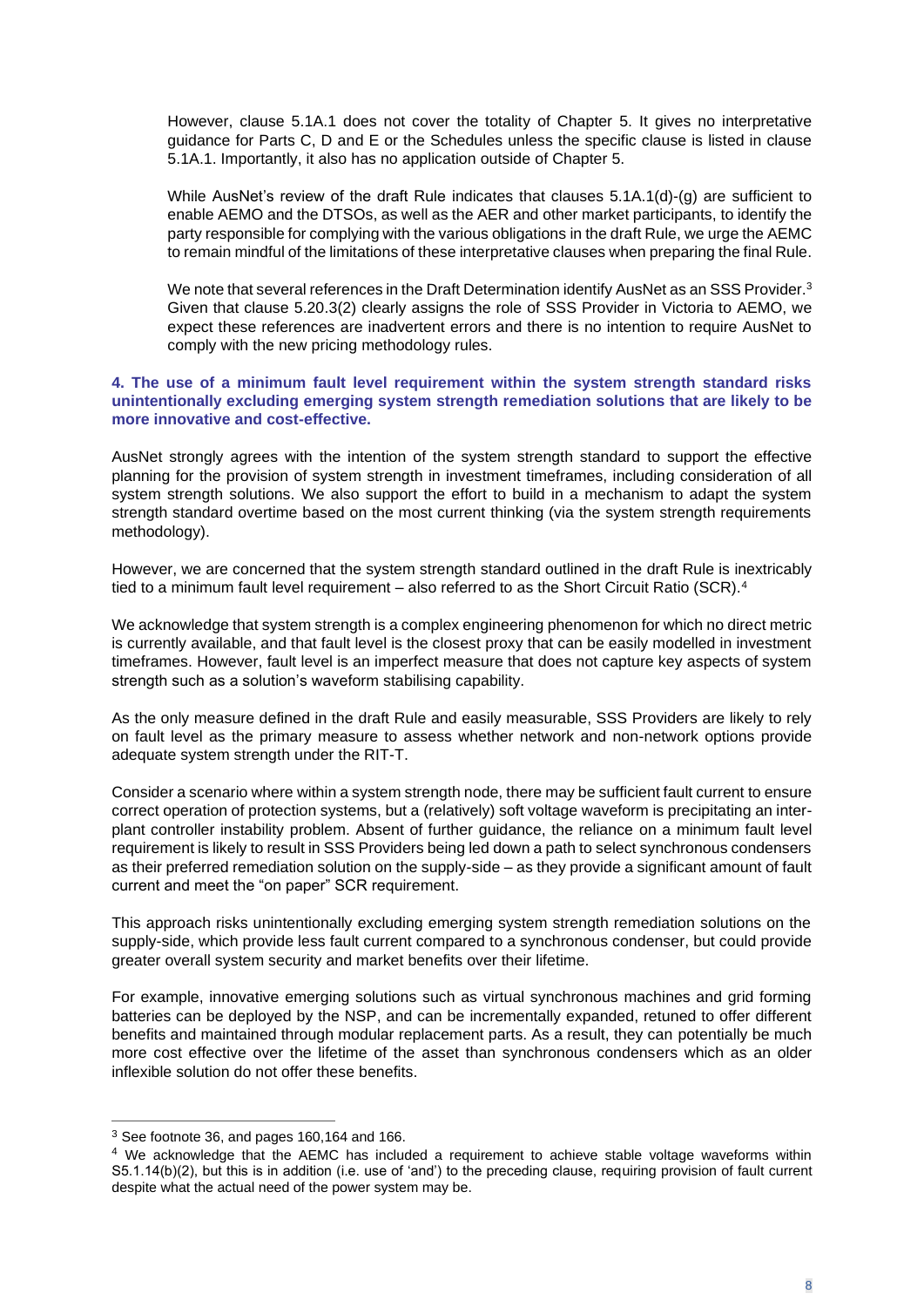However, clause 5.1A.1 does not cover the totality of Chapter 5. It gives no interpretative guidance for Parts C, D and E or the Schedules unless the specific clause is listed in clause 5.1A.1. Importantly, it also has no application outside of Chapter 5.

While AusNet's review of the draft Rule indicates that clauses 5.1A.1(d)-(g) are sufficient to enable AEMO and the DTSOs, as well as the AER and other market participants, to identify the party responsible for complying with the various obligations in the draft Rule, we urge the AEMC to remain mindful of the limitations of these interpretative clauses when preparing the final Rule.

We note that several references in the Draft Determination identify AusNet as an SSS Provider.[3] Given that clause 5.20.3(2) clearly assigns the role of SSS Provider in Victoria to AEMO, we expect these references are inadvertent errors and there is no intention to require AusNet to comply with the new pricing methodology rules.

### 4. The use of a minimum fault level requirement within the system strength standard risks unintentionally excluding emerging system strength remediation solutions that are likely to be more innovative and cost-effective.

AusNet strongly agrees with the intention of the system strength standard to support the effective planning for the provision of system strength in investment timeframes, including consideration of all system strength solutions. We also support the effort to build in a mechanism to adapt the system strength standard overtime based on the most current thinking (via the system strength requirements methodology).

However, we are concerned that the system strength standard outlined in the draft Rule is inextricably tied to a minimum fault level requirement – also referred to as the Short Circuit Ratio (SCR).[4]

We acknowledge that system strength is a complex engineering phenomenon for which no direct metric is currently available, and that fault level is the closest proxy that can be easily modelled in investment timeframes. However, fault level is an imperfect measure that does not capture key aspects of system strength such as a solution's waveform stabilising capability.

As the only measure defined in the draft Rule and easily measurable, SSS Providers are likely to rely on fault level as the primary measure to assess whether network and non-network options provide adequate system strength under the RIT-T.

Consider a scenario where within a system strength node, there may be sufficient fault current to ensure correct operation of protection systems, but a (relatively) soft voltage waveform is precipitating an inter-plant controller instability problem. Absent of further guidance, the reliance on a minimum fault level requirement is likely to result in SSS Providers being led down a path to select synchronous condensers as their preferred remediation solution on the supply-side – as they provide a significant amount of fault current and meet the "on paper" SCR requirement.

This approach risks unintentionally excluding emerging system strength remediation solutions on the supply-side, which provide less fault current compared to a synchronous condenser, but could provide greater overall system security and market benefits over their lifetime.

For example, innovative emerging solutions such as virtual synchronous machines and grid forming batteries can be deployed by the NSP, and can be incrementally expanded, retuned to offer different benefits and maintained through modular replacement parts. As a result, they can potentially be much more cost effective over the lifetime of the asset than synchronous condensers which as an older inflexible solution do not offer these benefits.

---

[3] See footnote 36, and pages 160,164 and 166.

[4] We acknowledge that the AEMC has included a requirement to achieve stable voltage waveforms within S5.1.14(b)(2), but this is in addition (i.e. use of 'and') to the preceding clause, requiring provision of fault current despite what the actual need of the power system may be.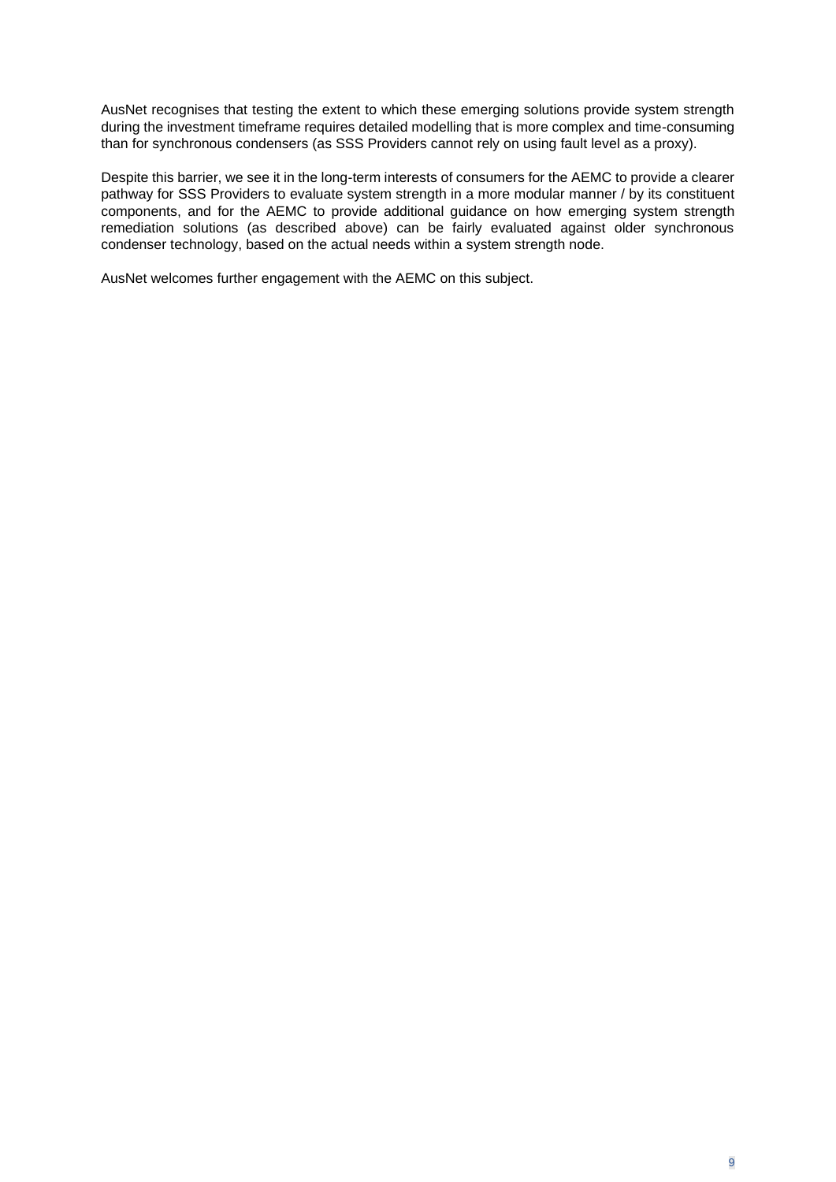AusNet recognises that testing the extent to which these emerging solutions provide system strength during the investment timeframe requires detailed modelling that is more complex and time-consuming than for synchronous condensers (as SSS Providers cannot rely on using fault level as a proxy).

Despite this barrier, we see it in the long-term interests of consumers for the AEMC to provide a clearer pathway for SSS Providers to evaluate system strength in a more modular manner / by its constituent components, and for the AEMC to provide additional guidance on how emerging system strength remediation solutions (as described above) can be fairly evaluated against older synchronous condenser technology, based on the actual needs within a system strength node.

AusNet welcomes further engagement with the AEMC on this subject.